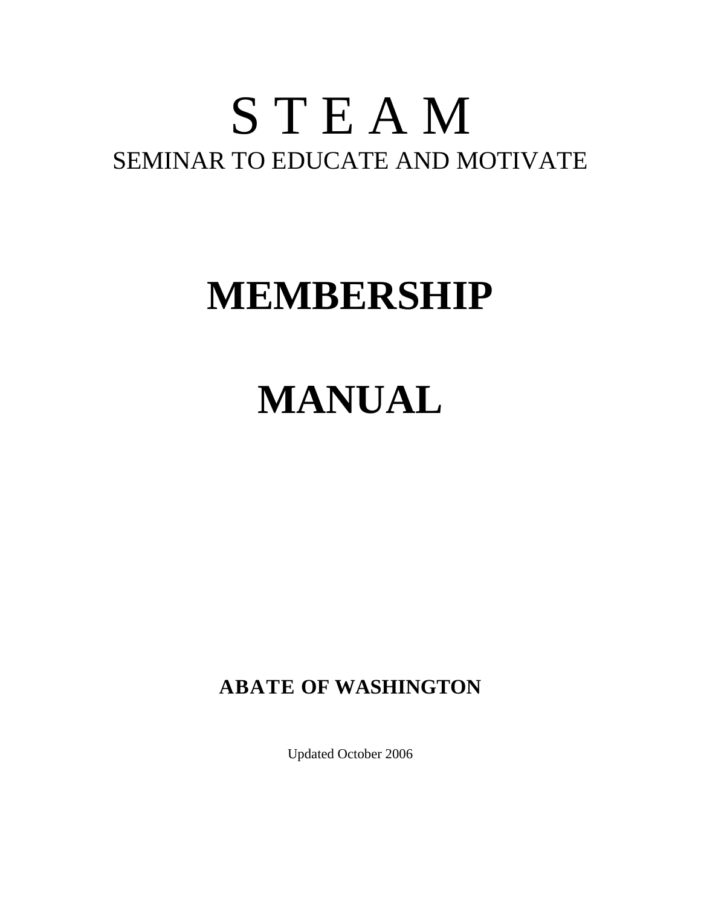# S T E A M

SEMINAR TO EDUCATE AND MOTIVATE

# MEMBERSHIP

# MANUAL

**ABATE OF WASHINGTON**

Updated October 2006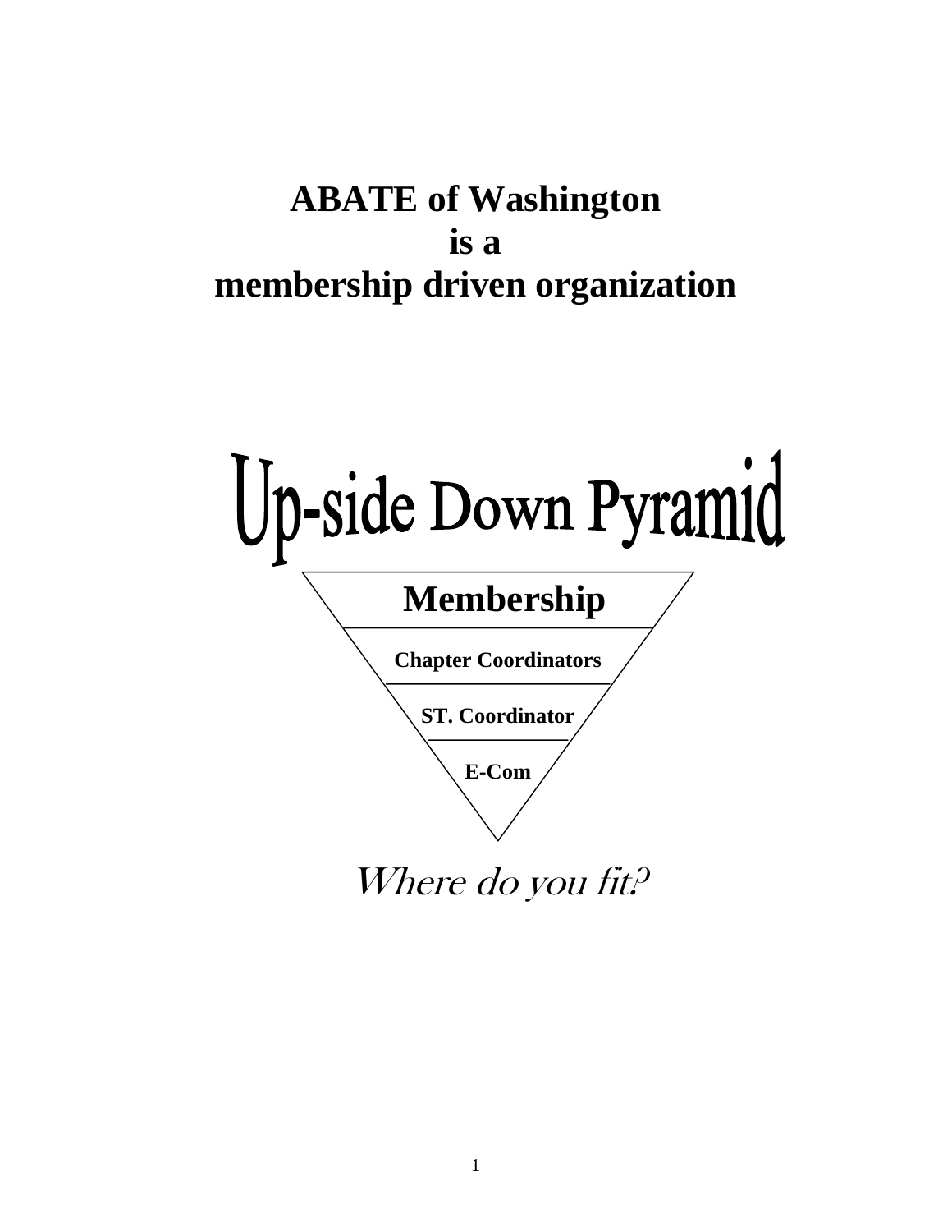# ABATE of Washington is a membership driven organization

## Up-side Down Pyramid

**Membership**

**Chapter Coordinators**

**ST. Coordinator**

**E-Com**

*Where do you fit?*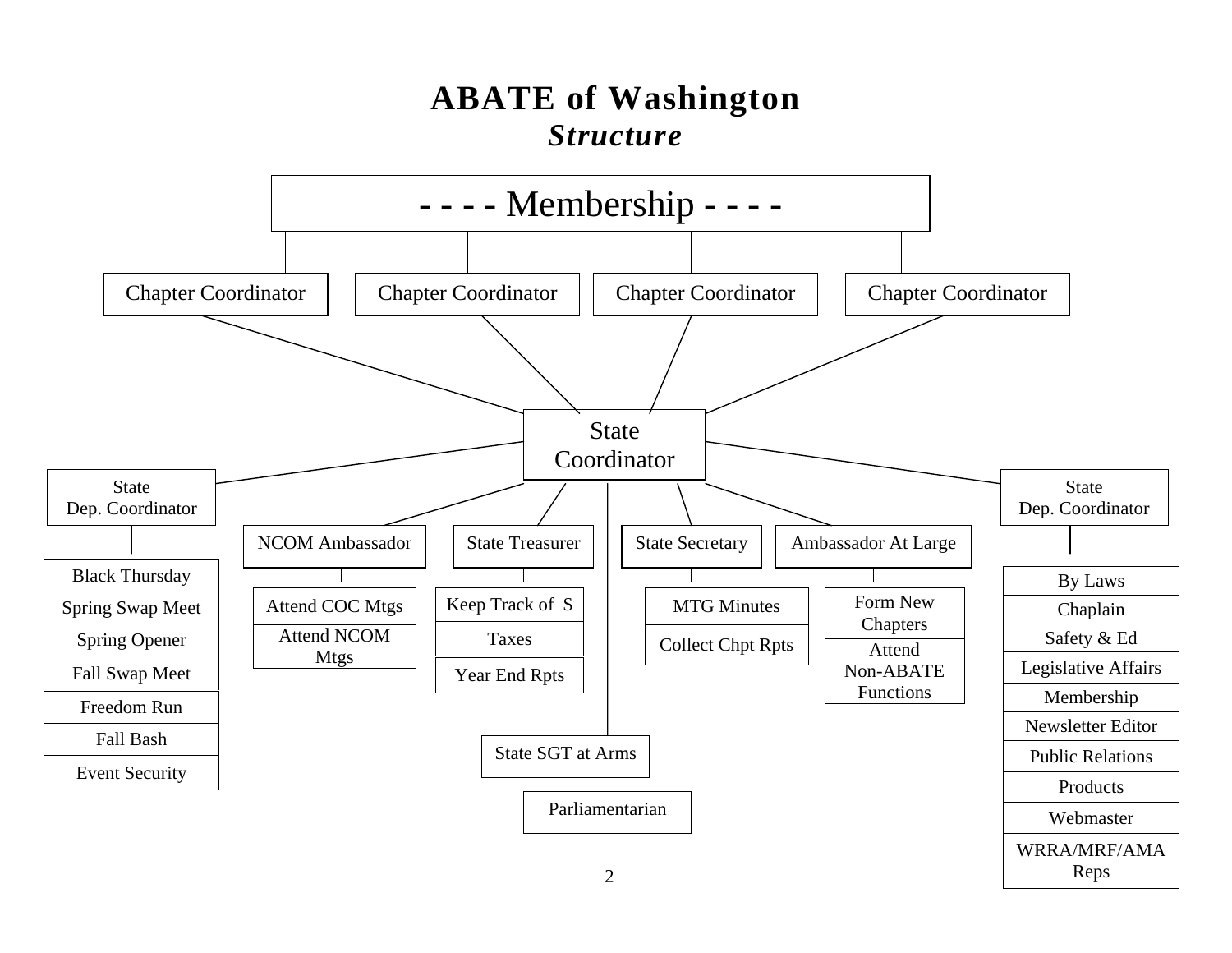# ABATE of Washington

## *Structure*

**- - - - Membership - - - -**

- Chapter Coordinator
- Chapter Coordinator
- Chapter Coordinator
- Chapter Coordinator

**State Coordinator**

- **State Dep. Coordinator**
  - Black Thursday
  - Spring Swap Meet
  - Spring Opener
  - Fall Swap Meet
  - Freedom Run
  - Fall Bash
  - Event Security
- **NCOM Ambassador**
  - Attend COC Mtgs
  - Attend NCOM Mtgs
- **State Treasurer**
  - Keep Track of $
  - Taxes
  - Year End Rpts
- **State SGT at Arms**
- **Parliamentarian**
- **State Secretary**
  - MTG Minutes
  - Collect Chpt Rpts
- **Ambassador At Large**
  - Form New Chapters
  - Attend Non-ABATE Functions
- **State Dep. Coordinator**
  - By Laws
  - Chaplain
  - Safety & Ed
  - Legislative Affairs
  - Membership
  - Newsletter Editor
  - Public Relations
  - Products
  - Webmaster
  - WRRA/MRF/AMA Reps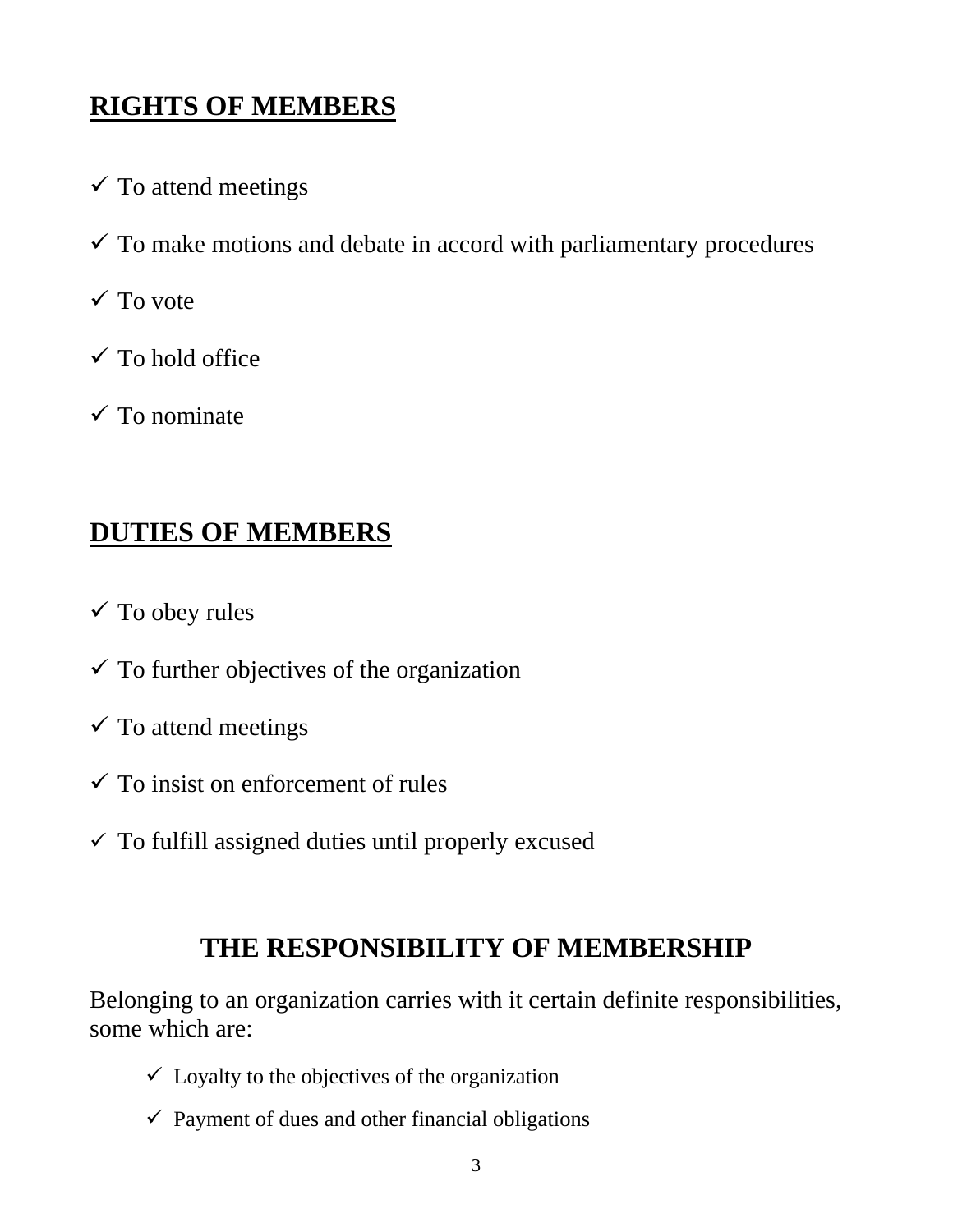## RIGHTS OF MEMBERS

- ✓ To attend meetings
- ✓ To make motions and debate in accord with parliamentary procedures
- ✓ To vote
- ✓ To hold office
- ✓ To nominate

## DUTIES OF MEMBERS

- ✓ To obey rules
- ✓ To further objectives of the organization
- ✓ To attend meetings
- ✓ To insist on enforcement of rules
- ✓ To fulfill assigned duties until properly excused

## THE RESPONSIBILITY OF MEMBERSHIP

Belonging to an organization carries with it certain definite responsibilities, some which are:

- ✓ Loyalty to the objectives of the organization
- ✓ Payment of dues and other financial obligations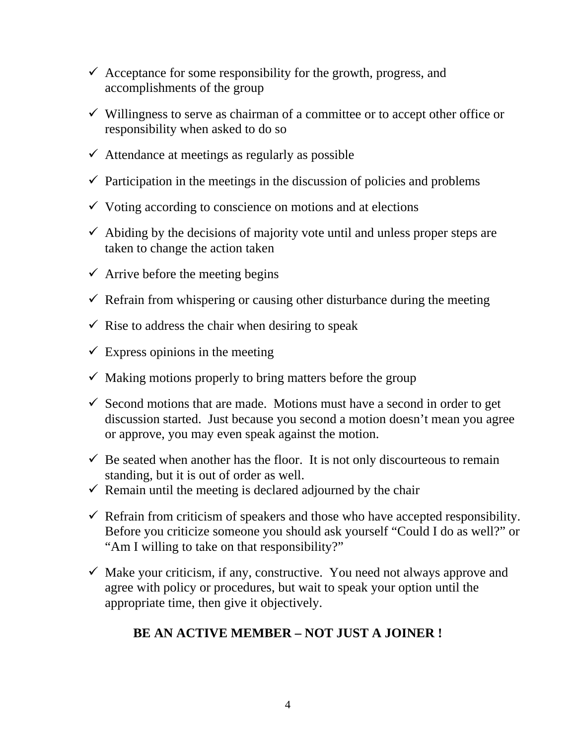- ✓ Acceptance for some responsibility for the growth, progress, and accomplishments of the group
- ✓ Willingness to serve as chairman of a committee or to accept other office or responsibility when asked to do so
- ✓ Attendance at meetings as regularly as possible
- ✓ Participation in the meetings in the discussion of policies and problems
- ✓ Voting according to conscience on motions and at elections
- ✓ Abiding by the decisions of majority vote until and unless proper steps are taken to change the action taken
- ✓ Arrive before the meeting begins
- ✓ Refrain from whispering or causing other disturbance during the meeting
- ✓ Rise to address the chair when desiring to speak
- ✓ Express opinions in the meeting
- ✓ Making motions properly to bring matters before the group
- ✓ Second motions that are made. Motions must have a second in order to get discussion started. Just because you second a motion doesn't mean you agree or approve, you may even speak against the motion.
- ✓ Be seated when another has the floor. It is not only discourteous to remain standing, but it is out of order as well.
- ✓ Remain until the meeting is declared adjourned by the chair
- ✓ Refrain from criticism of speakers and those who have accepted responsibility. Before you criticize someone you should ask yourself "Could I do as well?" or "Am I willing to take on that responsibility?"
- ✓ Make your criticism, if any, constructive. You need not always approve and agree with policy or procedures, but wait to speak your option until the appropriate time, then give it objectively.

**BE AN ACTIVE MEMBER – NOT JUST A JOINER !**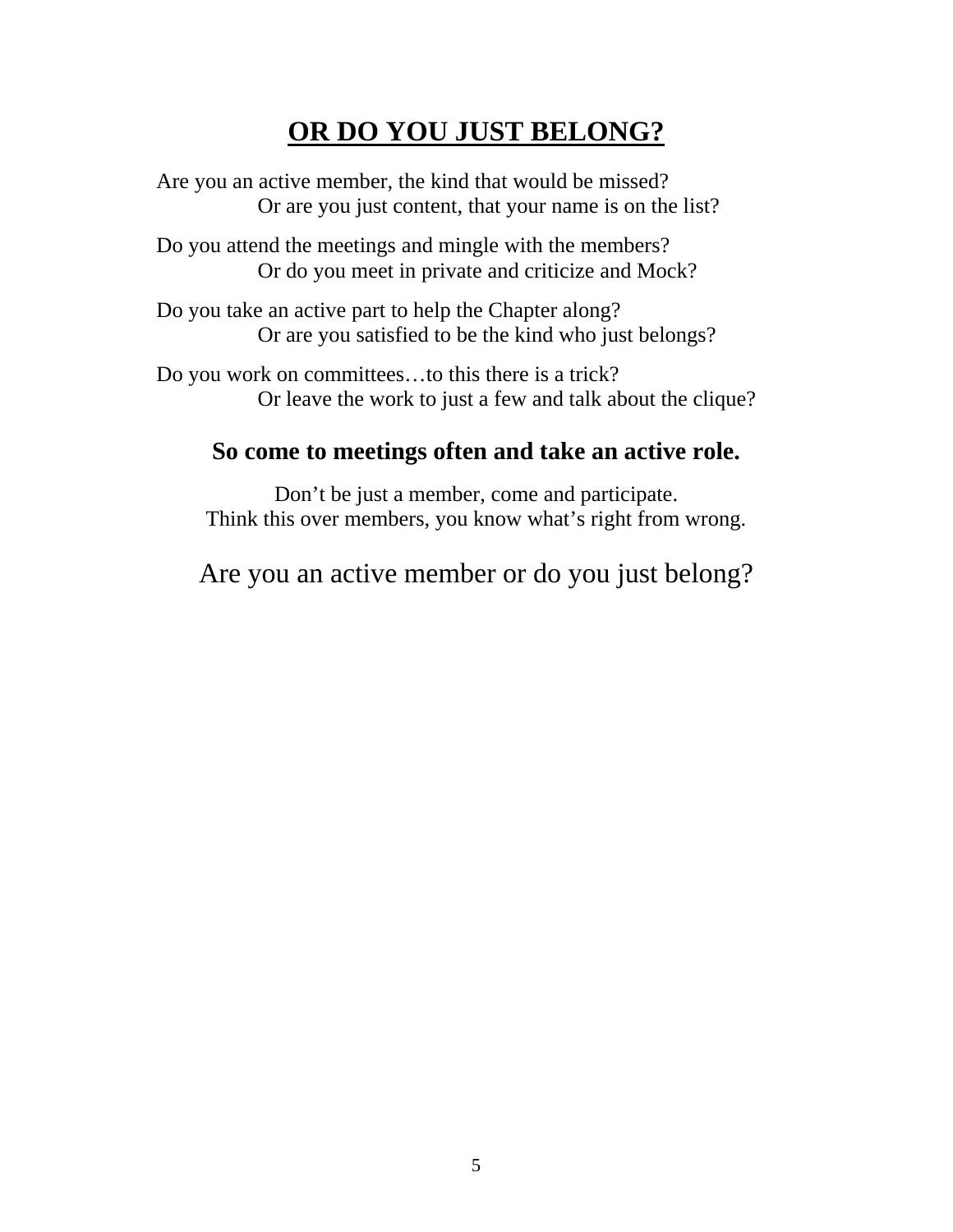# OR DO YOU JUST BELONG?

Are you an active member, the kind that would be missed?
Or are you just content, that your name is on the list?

Do you attend the meetings and mingle with the members?
Or do you meet in private and criticize and Mock?

Do you take an active part to help the Chapter along?
Or are you satisfied to be the kind who just belongs?

Do you work on committees…to this there is a trick?
Or leave the work to just a few and talk about the clique?

**So come to meetings often and take an active role.**

Don’t be just a member, come and participate.
Think this over members, you know what’s right from wrong.

Are you an active member or do you just belong?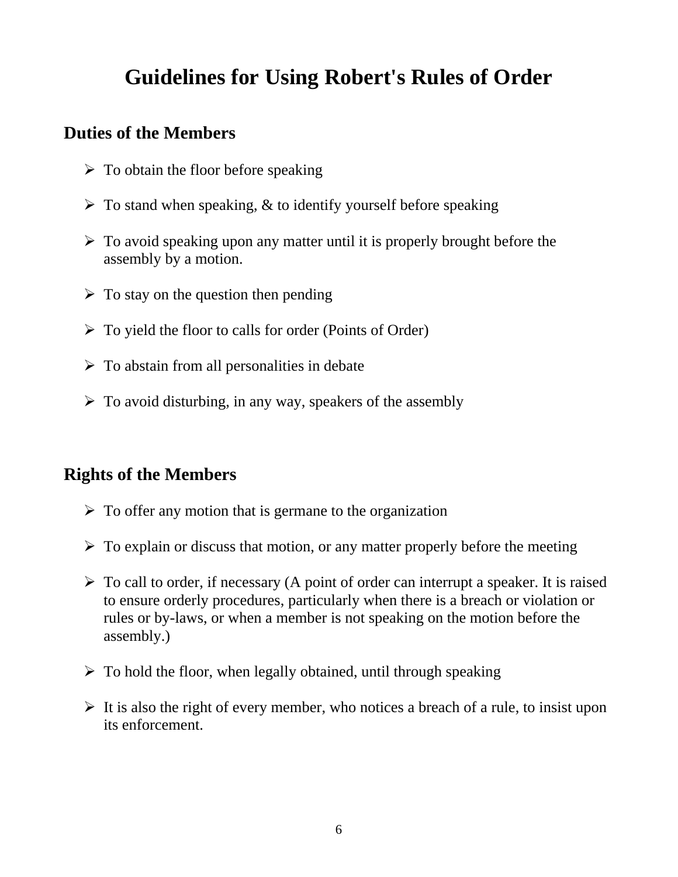# Guidelines for Using Robert's Rules of Order

## Duties of the Members

- To obtain the floor before speaking
- To stand when speaking, & to identify yourself before speaking
- To avoid speaking upon any matter until it is properly brought before the assembly by a motion.
- To stay on the question then pending
- To yield the floor to calls for order (Points of Order)
- To abstain from all personalities in debate
- To avoid disturbing, in any way, speakers of the assembly

## Rights of the Members

- To offer any motion that is germane to the organization
- To explain or discuss that motion, or any matter properly before the meeting
- To call to order, if necessary (A point of order can interrupt a speaker. It is raised to ensure orderly procedures, particularly when there is a breach or violation or rules or by-laws, or when a member is not speaking on the motion before the assembly.)
- To hold the floor, when legally obtained, until through speaking
- It is also the right of every member, who notices a breach of a rule, to insist upon its enforcement.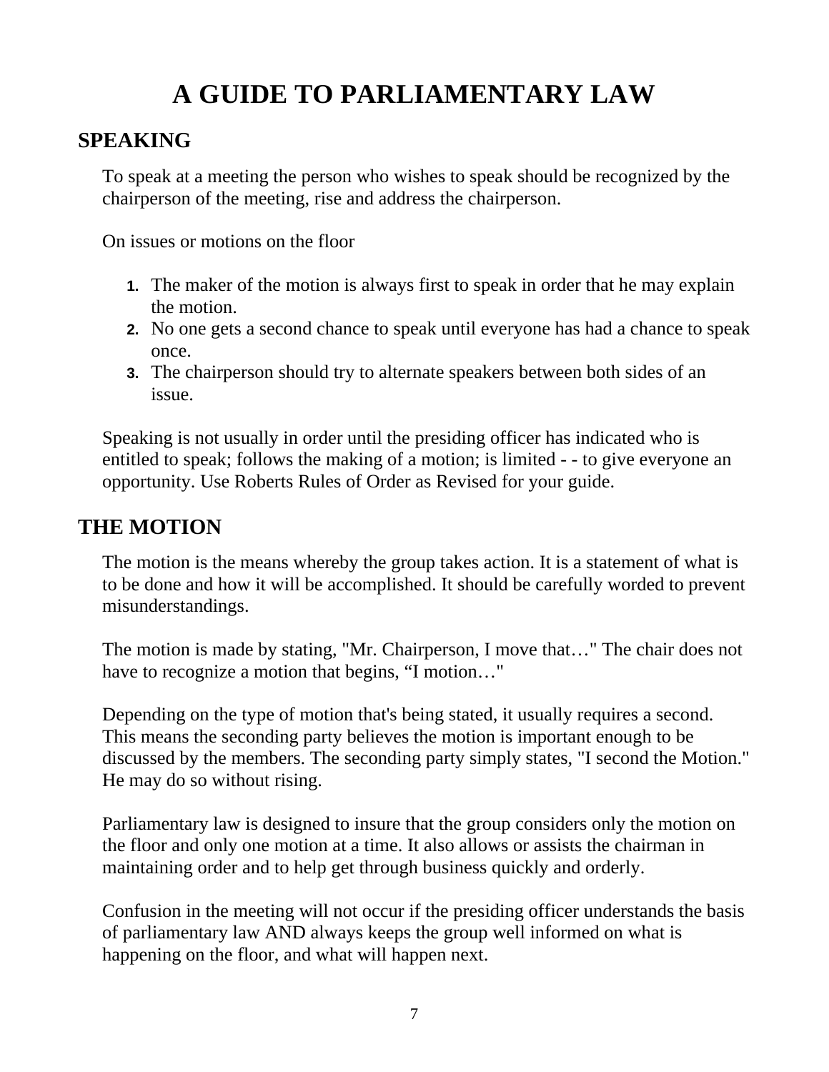# A GUIDE TO PARLIAMENTARY LAW

## SPEAKING

To speak at a meeting the person who wishes to speak should be recognized by the chairperson of the meeting, rise and address the chairperson.

On issues or motions on the floor

1. The maker of the motion is always first to speak in order that he may explain the motion.
2. No one gets a second chance to speak until everyone has had a chance to speak once.
3. The chairperson should try to alternate speakers between both sides of an issue.

Speaking is not usually in order until the presiding officer has indicated who is entitled to speak; follows the making of a motion; is limited - - to give everyone an opportunity. Use Roberts Rules of Order as Revised for your guide.

## THE MOTION

The motion is the means whereby the group takes action. It is a statement of what is to be done and how it will be accomplished. It should be carefully worded to prevent misunderstandings.

The motion is made by stating, "Mr. Chairperson, I move that…" The chair does not have to recognize a motion that begins, “I motion…"

Depending on the type of motion that's being stated, it usually requires a second. This means the seconding party believes the motion is important enough to be discussed by the members. The seconding party simply states, "I second the Motion." He may do so without rising.

Parliamentary law is designed to insure that the group considers only the motion on the floor and only one motion at a time. It also allows or assists the chairman in maintaining order and to help get through business quickly and orderly.

Confusion in the meeting will not occur if the presiding officer understands the basis of parliamentary law AND always keeps the group well informed on what is happening on the floor, and what will happen next.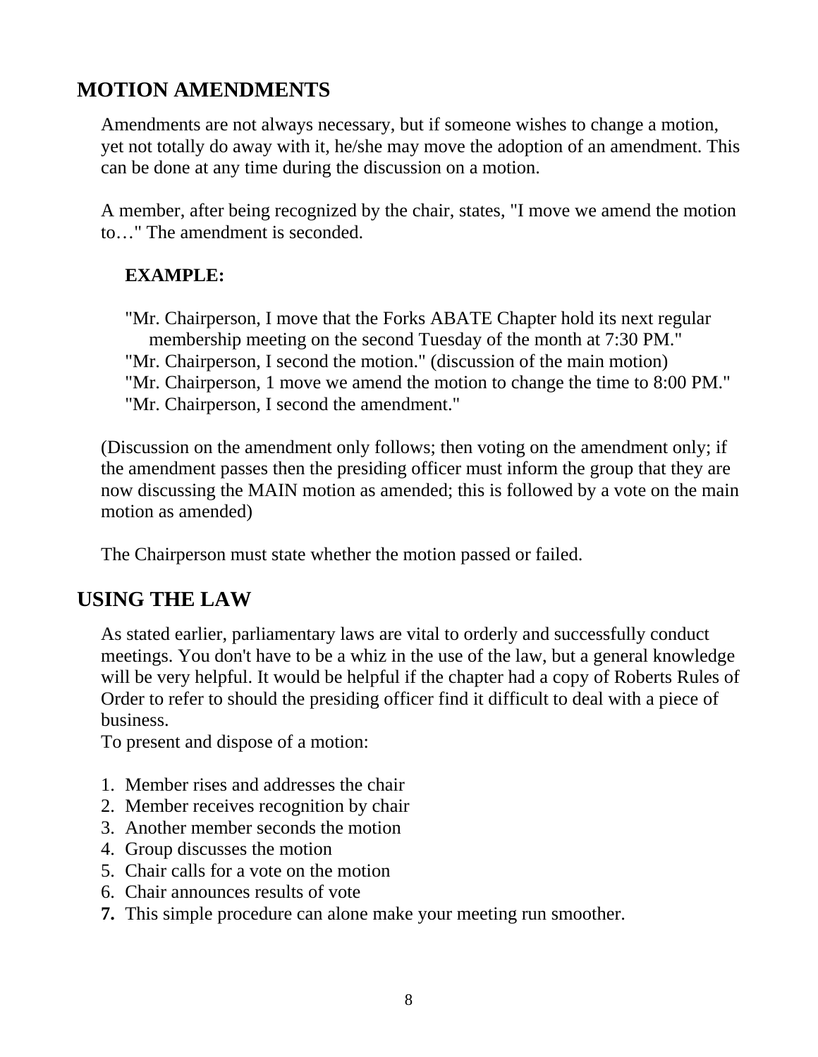## MOTION AMENDMENTS

Amendments are not always necessary, but if someone wishes to change a motion, yet not totally do away with it, he/she may move the adoption of an amendment. This can be done at any time during the discussion on a motion.

A member, after being recognized by the chair, states, "I move we amend the motion to…" The amendment is seconded.

**EXAMPLE:**

"Mr. Chairperson, I move that the Forks ABATE Chapter hold its next regular membership meeting on the second Tuesday of the month at 7:30 PM."
"Mr. Chairperson, I second the motion." (discussion of the main motion)
"Mr. Chairperson, 1 move we amend the motion to change the time to 8:00 PM."
"Mr. Chairperson, I second the amendment."

(Discussion on the amendment only follows; then voting on the amendment only; if the amendment passes then the presiding officer must inform the group that they are now discussing the MAIN motion as amended; this is followed by a vote on the main motion as amended)

The Chairperson must state whether the motion passed or failed.

## USING THE LAW

As stated earlier, parliamentary laws are vital to orderly and successfully conduct meetings. You don't have to be a whiz in the use of the law, but a general knowledge will be very helpful. It would be helpful if the chapter had a copy of Roberts Rules of Order to refer to should the presiding officer find it difficult to deal with a piece of business.
To present and dispose of a motion:

1. Member rises and addresses the chair
2. Member receives recognition by chair
3. Another member seconds the motion
4. Group discusses the motion
5. Chair calls for a vote on the motion
6. Chair announces results of vote
7. This simple procedure can alone make your meeting run smoother.